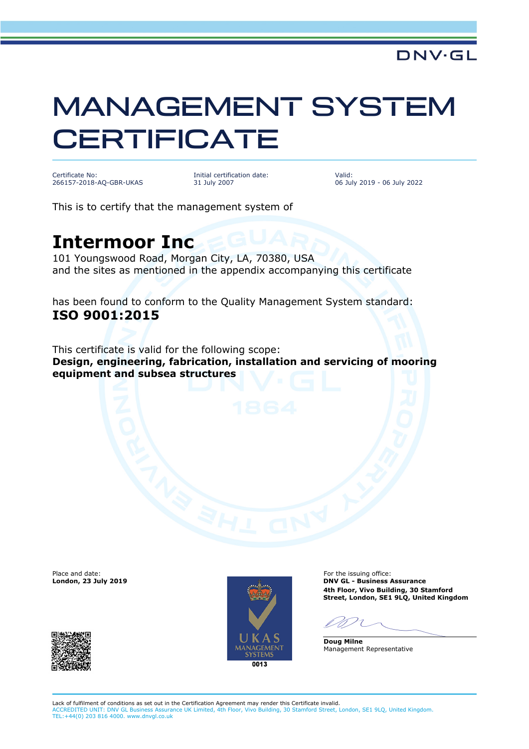DNV·GL

# MANAGEMENT SYSTEM CERTIFICATE

| Certificate No: | Initial certification date: | Valid: |
|---|---|---|
| 266157-2018-AQ-GBR-UKAS | 31 July 2007 | 06 July 2019 - 06 July 2022 |

This is to certify that the management system of

## Intermoor Inc

101 Youngswood Road, Morgan City, LA, 70380, USA
and the sites as mentioned in the appendix accompanying this certificate

has been found to conform to the Quality Management System standard:
**ISO 9001:2015**

This certificate is valid for the following scope:
**Design, engineering, fabrication, installation and servicing of mooring equipment and subsea structures**

Place and date:
**London, 23 July 2019**

UKAS MANAGEMENT SYSTEMS
0013

For the issuing office:
**DNV GL - Business Assurance**
**4th Floor, Vivo Building, 30 Stamford Street, London, SE1 9LQ, United Kingdom**

**Doug Milne**
Management Representative

Lack of fulfilment of conditions as set out in the Certification Agreement may render this Certificate invalid.
ACCREDITED UNIT: DNV GL Business Assurance UK Limited, 4th Floor, Vivo Building, 30 Stamford Street, London, SE1 9LQ, United Kingdom.
TEL:+44(0) 203 816 4000. www.dnvgl.co.uk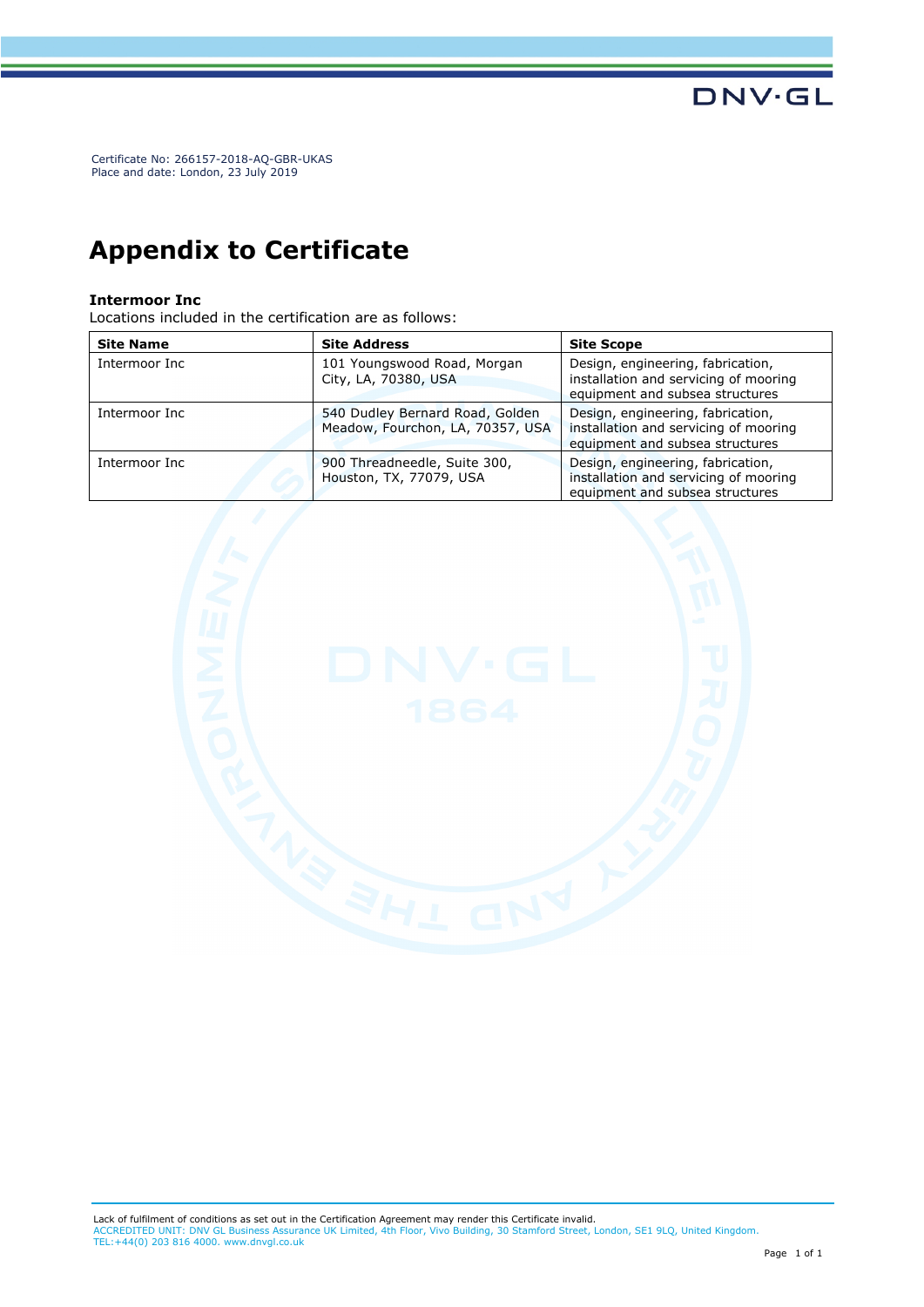Certificate No: 266157-2018-AQ-GBR-UKAS
Place and date: London, 23 July 2019

# Appendix to Certificate

**Intermoor Inc**
Locations included in the certification are as follows:

| Site Name | Site Address | Site Scope |
| --- | --- | --- |
| Intermoor Inc | 101 Youngswood Road, Morgan City, LA, 70380, USA | Design, engineering, fabrication, installation and servicing of mooring equipment and subsea structures |
| Intermoor Inc | 540 Dudley Bernard Road, Golden Meadow, Fourchon, LA, 70357, USA | Design, engineering, fabrication, installation and servicing of mooring equipment and subsea structures |
| Intermoor Inc | 900 Threadneedle, Suite 300, Houston, TX, 77079, USA | Design, engineering, fabrication, installation and servicing of mooring equipment and subsea structures |

Lack of fulfilment of conditions as set out in the Certification Agreement may render this Certificate invalid.
ACCREDITED UNIT: DNV GL Business Assurance UK Limited, 4th Floor, Vivo Building, 30 Stamford Street, London, SE1 9LQ, United Kingdom.
TEL:+44(0) 203 816 4000. www.dnvgl.co.uk